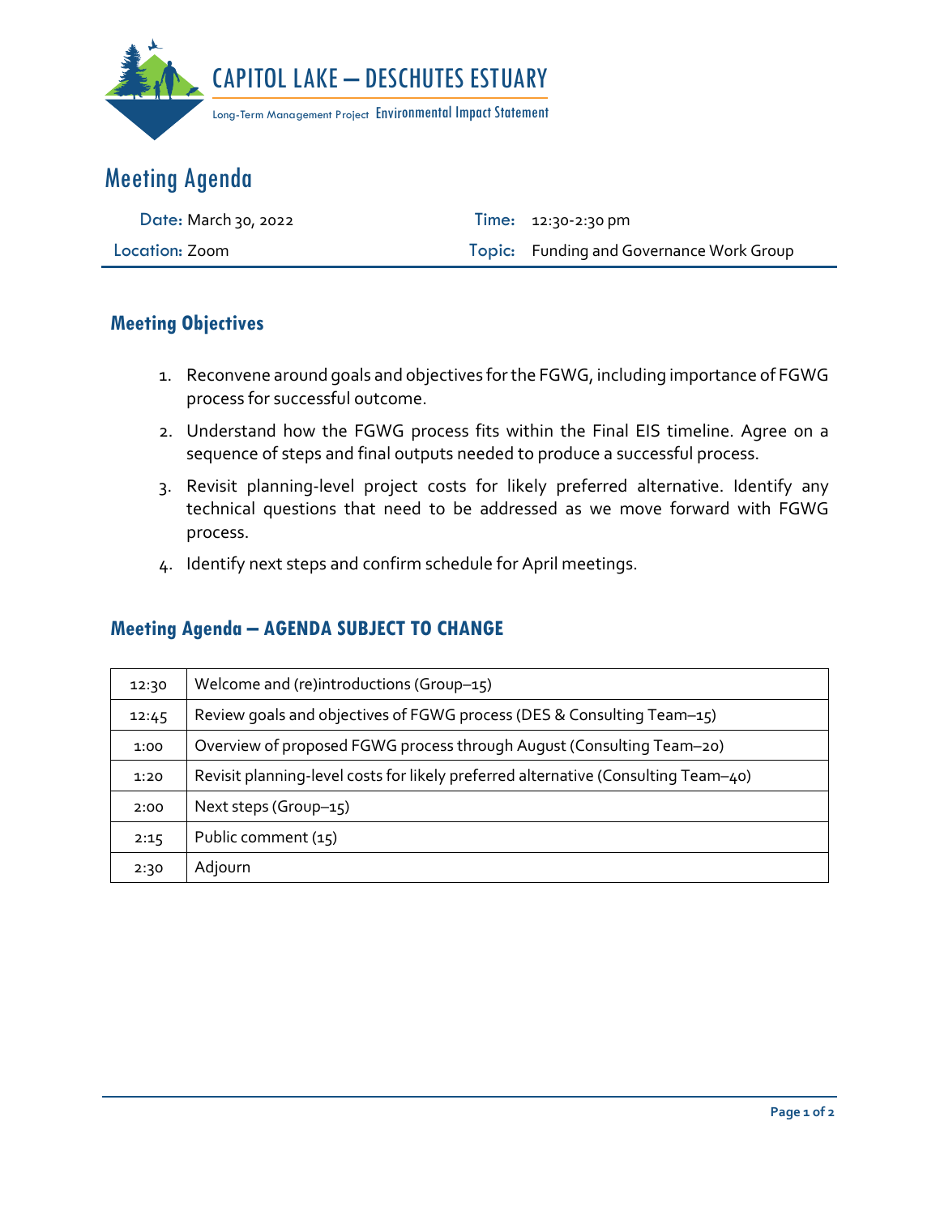CAPITOL LAKE – DESCHUTES ESTUARY

Long-Term Management Project Environmental Impact Statement

# Meeting Agenda

| | |
|---|---|
| **Date:** March 30, 2022 | **Time:** 12:30-2:30 pm |
| **Location:** Zoom | **Topic:** Funding and Governance Work Group |

## Meeting Objectives

1. Reconvene around goals and objectives for the FGWG, including importance of FGWG process for successful outcome.
2. Understand how the FGWG process fits within the Final EIS timeline. Agree on a sequence of steps and final outputs needed to produce a successful process.
3. Revisit planning-level project costs for likely preferred alternative. Identify any technical questions that need to be addressed as we move forward with FGWG process.
4. Identify next steps and confirm schedule for April meetings.

## Meeting Agenda – AGENDA SUBJECT TO CHANGE

| | |
|---|---|
| 12:30 | Welcome and (re)introductions (Group–15) |
| 12:45 | Review goals and objectives of FGWG process (DES & Consulting Team–15) |
| 1:00 | Overview of proposed FGWG process through August (Consulting Team–20) |
| 1:20 | Revisit planning-level costs for likely preferred alternative (Consulting Team–40) |
| 2:00 | Next steps (Group–15) |
| 2:15 | Public comment (15) |
| 2:30 | Adjourn |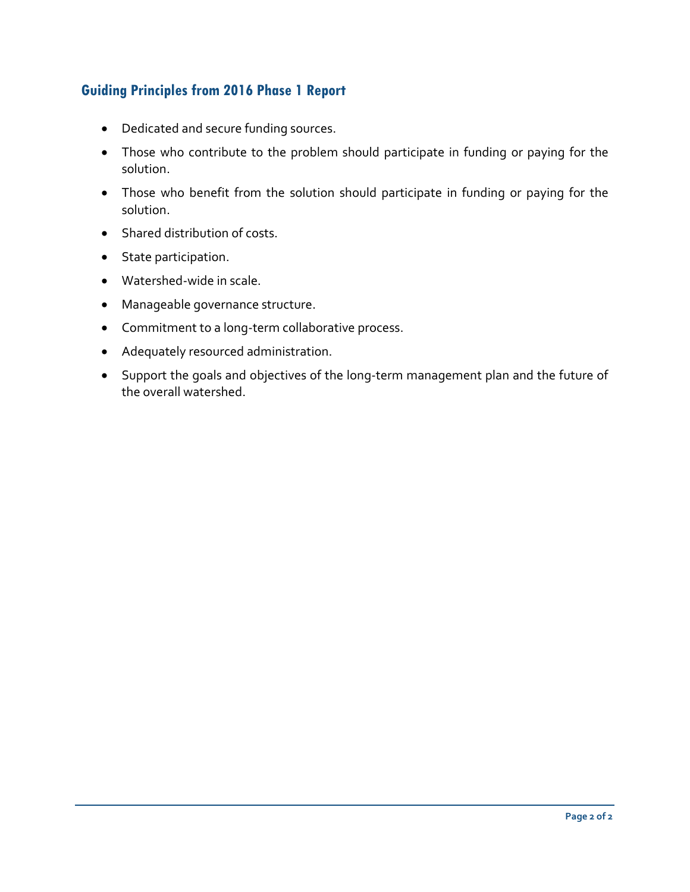## Guiding Principles from 2016 Phase 1 Report

- Dedicated and secure funding sources.
- Those who contribute to the problem should participate in funding or paying for the solution.
- Those who benefit from the solution should participate in funding or paying for the solution.
- Shared distribution of costs.
- State participation.
- Watershed-wide in scale.
- Manageable governance structure.
- Commitment to a long-term collaborative process.
- Adequately resourced administration.
- Support the goals and objectives of the long-term management plan and the future of the overall watershed.